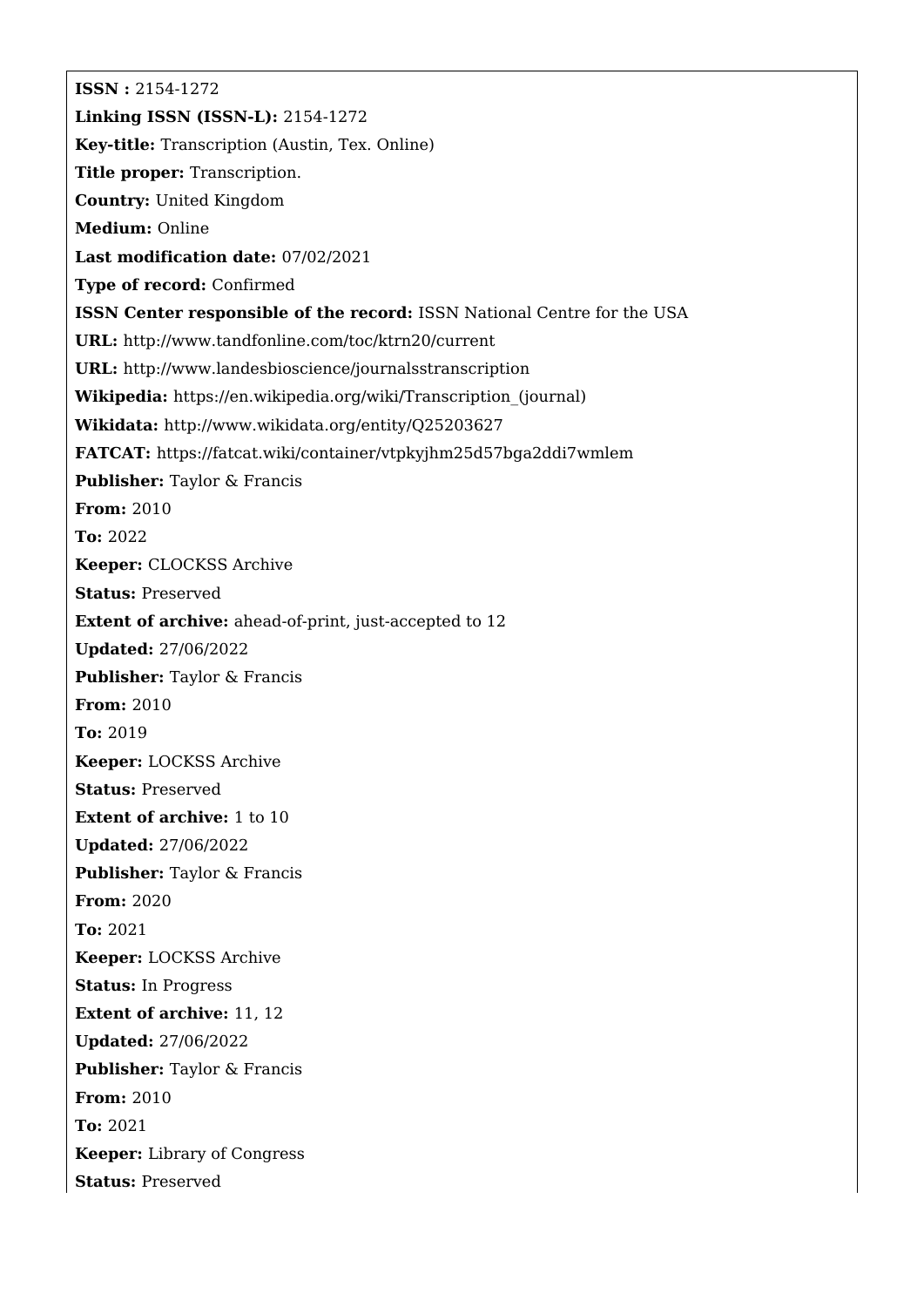**ISSN :** 2154-1272

**Linking ISSN (ISSN-L):** 2154-1272

**Key-title:** Transcription (Austin, Tex. Online)

**Title proper:** Transcription.

**Country:** United Kingdom

**Medium:** Online

**Last modification date:** 07/02/2021

**Type of record:** Confirmed

**ISSN Center responsible of the record:** ISSN National Centre for the USA

**URL:** http://www.tandfonline.com/toc/ktrn20/current

**URL:** http://www.landesbioscience/journalsstranscription

**Wikipedia:** https://en.wikipedia.org/wiki/Transcription_(journal)

**Wikidata:** http://www.wikidata.org/entity/Q25203627

**FATCAT:** https://fatcat.wiki/container/vtpkyjhm25d57bga2ddi7wmlem

**Publisher:** Taylor & Francis

**From:** 2010

**To:** 2022

**Keeper:** CLOCKSS Archive

**Status:** Preserved

**Extent of archive:** ahead-of-print, just-accepted to 12

**Updated:** 27/06/2022

**Publisher:** Taylor & Francis

**From:** 2010

**To:** 2019

**Keeper:** LOCKSS Archive

**Status:** Preserved

**Extent of archive:** 1 to 10

**Updated:** 27/06/2022

**Publisher:** Taylor & Francis

**From:** 2020

**To:** 2021

**Keeper:** LOCKSS Archive

**Status:** In Progress

**Extent of archive:** 11, 12

**Updated:** 27/06/2022

**Publisher:** Taylor & Francis

**From:** 2010

**To:** 2021

**Keeper:** Library of Congress

**Status:** Preserved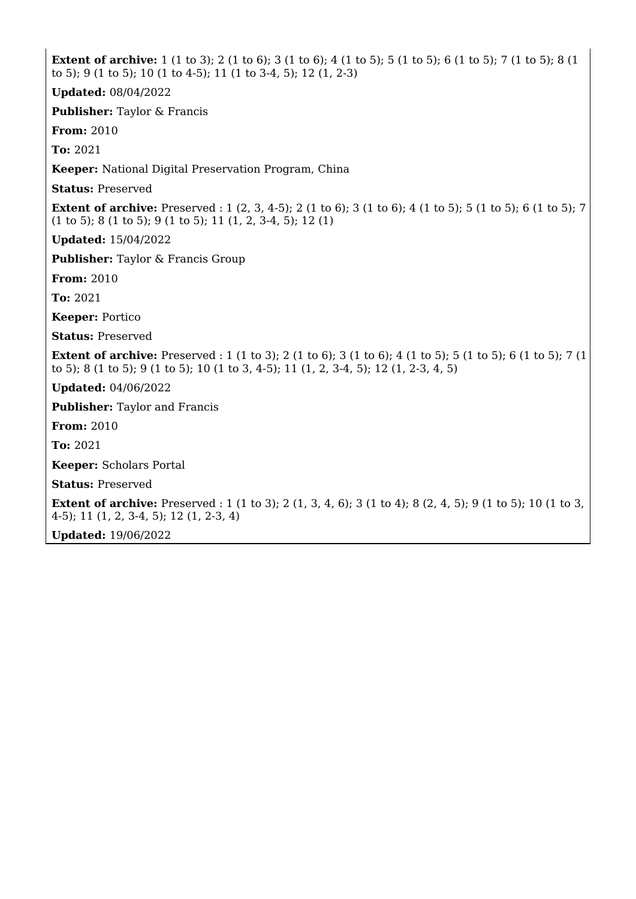**Extent of archive:** 1 (1 to 3); 2 (1 to 6); 3 (1 to 6); 4 (1 to 5); 5 (1 to 5); 6 (1 to 5); 7 (1 to 5); 8 (1 to 5); 9 (1 to 5); 10 (1 to 4-5); 11 (1 to 3-4, 5); 12 (1, 2-3)

**Updated:** 08/04/2022

**Publisher:** Taylor & Francis

**From:** 2010

**To:** 2021

**Keeper:** National Digital Preservation Program, China

**Status:** Preserved

**Extent of archive:** Preserved : 1 (2, 3, 4-5); 2 (1 to 6); 3 (1 to 6); 4 (1 to 5); 5 (1 to 5); 6 (1 to 5); 7 (1 to 5); 8 (1 to 5); 9 (1 to 5); 11 (1, 2, 3-4, 5); 12 (1)

**Updated:** 15/04/2022

**Publisher:** Taylor & Francis Group

**From:** 2010

**To:** 2021

**Keeper:** Portico

**Status:** Preserved

**Extent of archive:** Preserved : 1 (1 to 3); 2 (1 to 6); 3 (1 to 6); 4 (1 to 5); 5 (1 to 5); 6 (1 to 5); 7 (1 to 5); 8 (1 to 5); 9 (1 to 5); 10 (1 to 3, 4-5); 11 (1, 2, 3-4, 5); 12 (1, 2-3, 4, 5)

**Updated:** 04/06/2022

**Publisher:** Taylor and Francis

**From:** 2010

**To:** 2021

**Keeper:** Scholars Portal

**Status:** Preserved

**Extent of archive:** Preserved : 1 (1 to 3); 2 (1, 3, 4, 6); 3 (1 to 4); 8 (2, 4, 5); 9 (1 to 5); 10 (1 to 3, 4-5); 11 (1, 2, 3-4, 5); 12 (1, 2-3, 4)

**Updated:** 19/06/2022